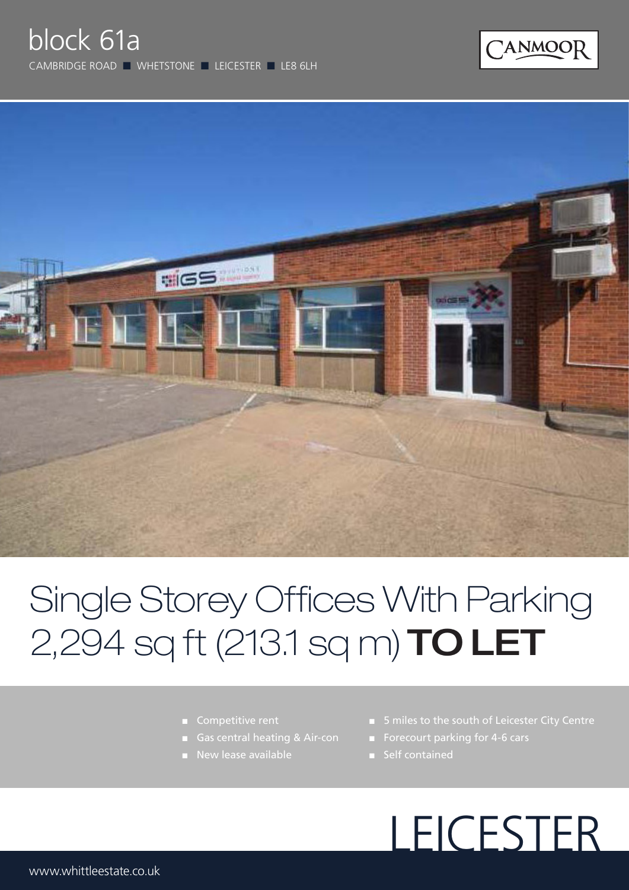# block 61a

CAMBRIDGE ROAD ■ WHETSTONE ■ LEICESTER ■ LE8 6LH

CANMOOR

## Single Storey Offices With Parking 2,294 sq ft (213.1 sq m) **TO LET**

- Competitive rent
- Gas central heating & Air-con
- New lease available
- 5 miles to the south of Leicester City Centre
- Forecourt parking for 4-6 cars
- Self contained

LEICESTER

www.whittleestate.co.uk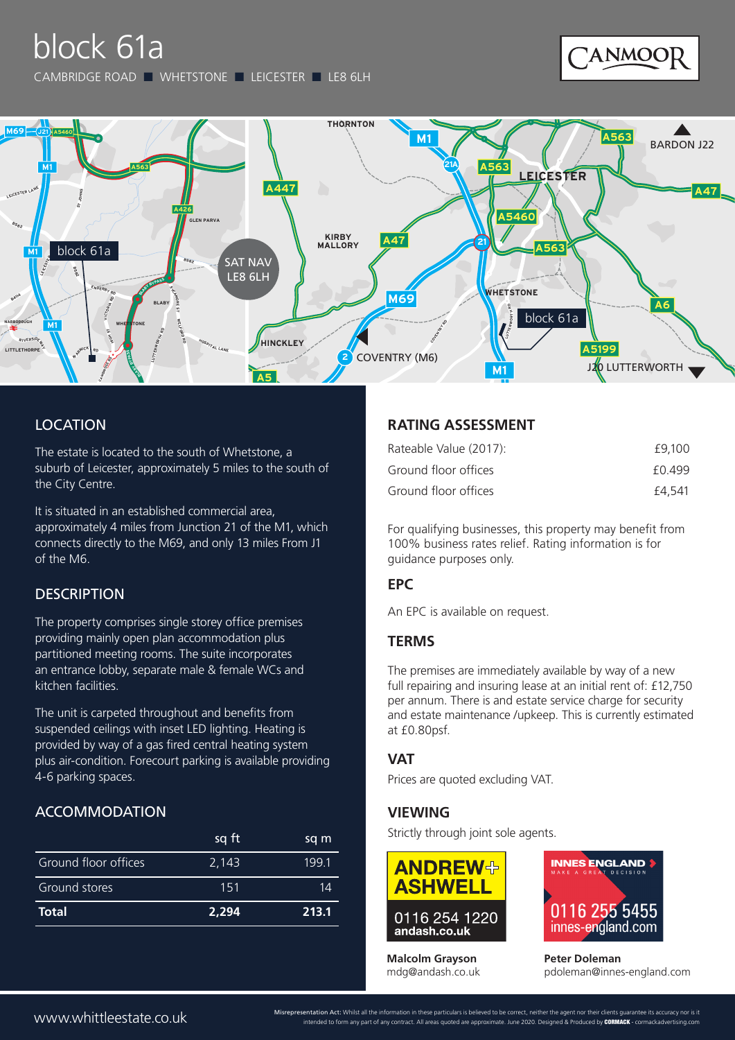# block 61a

CAMBRIDGE ROAD ■ WHETSTONE ■ LEICESTER ■ LE8 6LH

CANMOOR

SAT NAV LE8 6LH

## LOCATION

The estate is located to the south of Whetstone, a suburb of Leicester, approximately 5 miles to the south of the City Centre.

It is situated in an established commercial area, approximately 4 miles from Junction 21 of the M1, which connects directly to the M69, and only 13 miles From J1 of the M6.

## DESCRIPTION

The property comprises single storey office premises providing mainly open plan accommodation plus partitioned meeting rooms. The suite incorporates an entrance lobby, separate male & female WCs and kitchen facilities.

The unit is carpeted throughout and benefits from suspended ceilings with inset LED lighting. Heating is provided by way of a gas fired central heating system plus air-condition. Forecourt parking is available providing 4-6 parking spaces.

## ACCOMMODATION

| | sq ft | sq m |
|---|---|---|
| Ground floor offices | 2,143 | 199.1 |
| Ground stores | 151 | 14 |
| **Total** | **2,294** | **213.1** |

## RATING ASSESSMENT

| | |
|---|---|
| Rateable Value (2017): | £9,100 |
| Ground floor offices | £0.499 |
| Ground floor offices | £4,541 |

For qualifying businesses, this property may benefit from 100% business rates relief. Rating information is for guidance purposes only.

## EPC

An EPC is available on request.

## TERMS

The premises are immediately available by way of a new full repairing and insuring lease at an initial rent of: £12,750 per annum. There is and estate service charge for security and estate maintenance /upkeep. This is currently estimated at £0.80psf.

## VAT

Prices are quoted excluding VAT.

## VIEWING

Strictly through joint sole agents.

ANDREW ASHWELL
0116 254 1220
andash.co.uk

**Malcolm Grayson**
mdg@andash.co.uk

INNES ENGLAND
MAKE A GREAT DECISION
0116 255 5455
innes-england.com

**Peter Doleman**
pdoleman@innes-england.com

www.whittleestate.co.uk

Misrepresentation Act: Whilst all the information in these particulars is believed to be correct, neither the agent nor their clients guarantee its accuracy nor is it intended to form any part of any contract. All areas quoted are approximate. June 2020. Designed & Produced by CORMACK - cormackadvertising.com